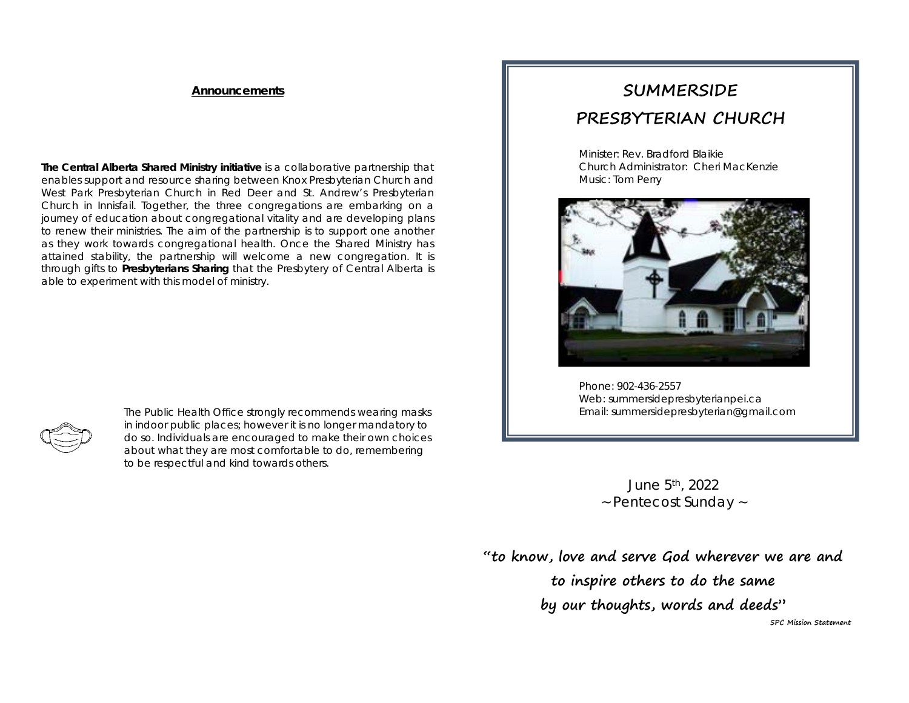**Announcements**

**The Central Alberta Shared Ministry initiative** is a collaborative partnership that enables support and resource sharing between Knox Presbyterian Church and West Park Presbyterian Church in Red Deer and St. Andrew's Presbyterian Church in Innisfail. Together, the three congregations are embarking on a journey of education about congregational vitality and are developing plans to renew their ministries. The aim of the partnership is to support one another as they work towards congregational health. Once the Shared Ministry has attained stability, the partnership will welcome a new congregation. It is through gifts to **Presbyterians Sharing** that the Presbytery of Central Alberta is able to experiment with this model of ministry.

The Public Health Office strongly recommends wearing masks in indoor public places; however it is no longer mandatory to do so. Individuals are encouraged to make their own choices about what they are most comfortable to do, remembering to be respectful and kind towards others.

# SUMMERSIDE PRESBYTERIAN CHURCH

Minister: Rev. Bradford Blaikie
Church Administrator: Cheri MacKenzie
Music: Tom Perry

Phone: 902-436-2557
Web: summersidepresbyterianpei.ca
Email: summersidepresbyterian@gmail.com

June 5th, 2022
~ Pentecost Sunday ~

***"to know, love and serve God wherever we are and to inspire others to do the same by our thoughts, words and deeds"***

***SPC Mission Statement***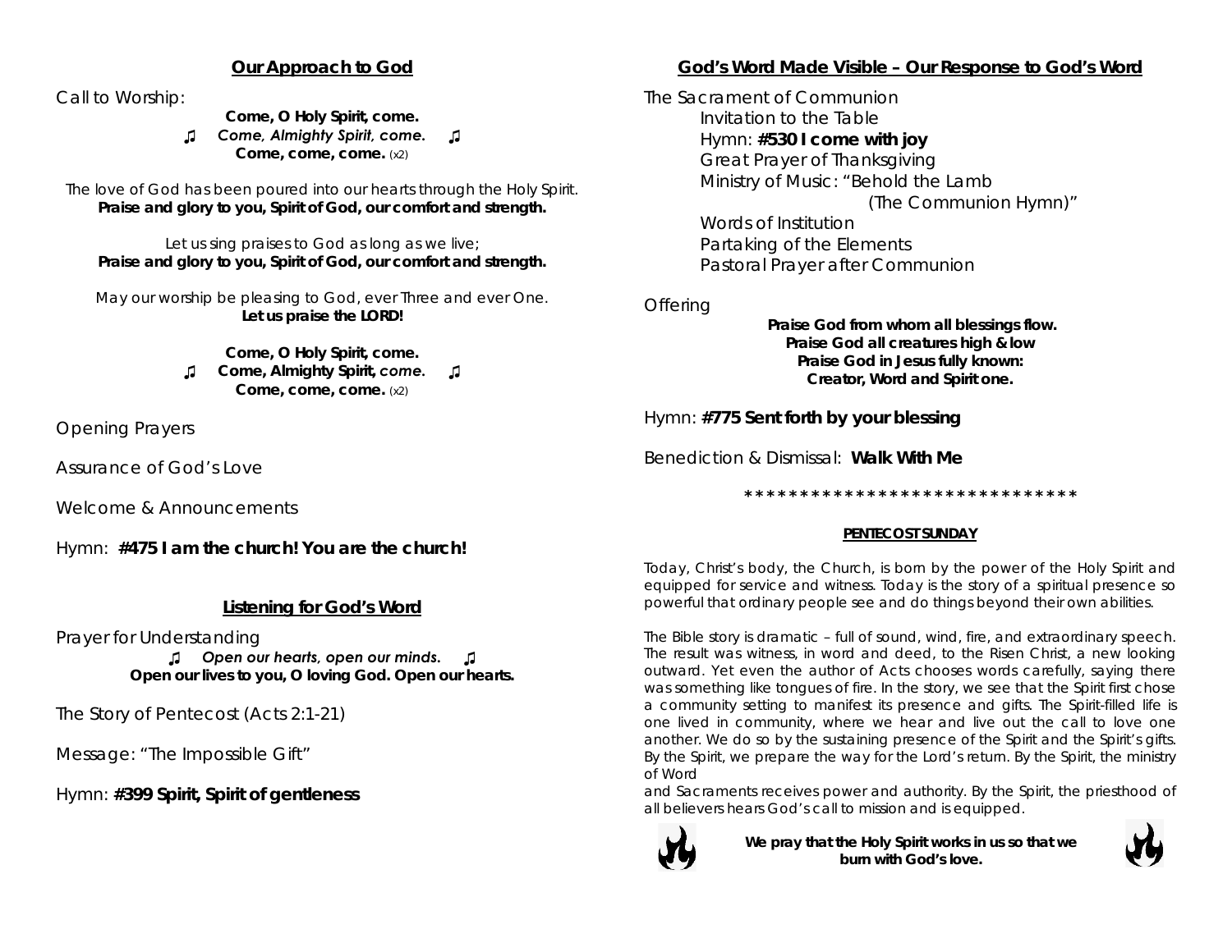## Our Approach to God

Call to Worship:

**Come, O Holy Spirit, come.**
♫ ***Come, Almighty Spirit, come.*** ♫
**Come, come, come.** (x2)

The love of God has been poured into our hearts through the Holy Spirit.
**Praise and glory to you, Spirit of God, our comfort and strength.**

Let us sing praises to God as long as we live;
**Praise and glory to you, Spirit of God, our comfort and strength.**

May our worship be pleasing to God, ever Three and ever One.
**Let us praise the LORD!**

**Come, O Holy Spirit, come.**
♫ **Come, Almighty Spirit, *come.*** ♫
**Come, come, come.** (x2)

Opening Prayers

Assurance of God's Love

Welcome & Announcements

Hymn: **#475 I am the church! You are the church!**

## Listening for God's Word

Prayer for Understanding

♫ ***Open our hearts, open our minds.*** ♫
**Open our lives to you, O loving God. Open our hearts.**

The Story of Pentecost (Acts 2:1-21)

Message: "The Impossible Gift"

Hymn: **#399 Spirit, Spirit of gentleness**

## God's Word Made Visible – Our Response to God's Word

The Sacrament of Communion

- Invitation to the Table
- Hymn: **#530 I come with joy**
- Great Prayer of Thanksgiving
- Ministry of Music: "Behold the Lamb (The Communion Hymn)"
- Words of Institution
- Partaking of the Elements
- Pastoral Prayer after Communion

Offering

**Praise God from whom all blessings flow.**
**Praise God all creatures high & low**
**Praise God in Jesus fully known:**
**Creator, Word and Spirit one.**

Hymn: **#775 Sent forth by your blessing**

Benediction & Dismissal: **Walk With Me**

******************************

### PENTECOST SUNDAY

Today, Christ's body, the Church, is born by the power of the Holy Spirit and equipped for service and witness. Today is the story of a spiritual presence so powerful that ordinary people see and do things beyond their own abilities.

The Bible story is dramatic – full of sound, wind, fire, and extraordinary speech. The result was witness, in word and deed, to the Risen Christ, a new looking outward. Yet even the author of Acts chooses words carefully, saying there was something like tongues of fire. In the story, we see that the Spirit first chose a community setting to manifest its presence and gifts. The Spirit-filled life is one lived in community, where we hear and live out the call to love one another. We do so by the sustaining presence of the Spirit and the Spirit's gifts. By the Spirit, we prepare the way for the Lord's return. By the Spirit, the ministry of Word and Sacraments receives power and authority. By the Spirit, the priesthood of all believers hears God's call to mission and is equipped.

**We pray that the Holy Spirit works in us so that we burn with God's love.**